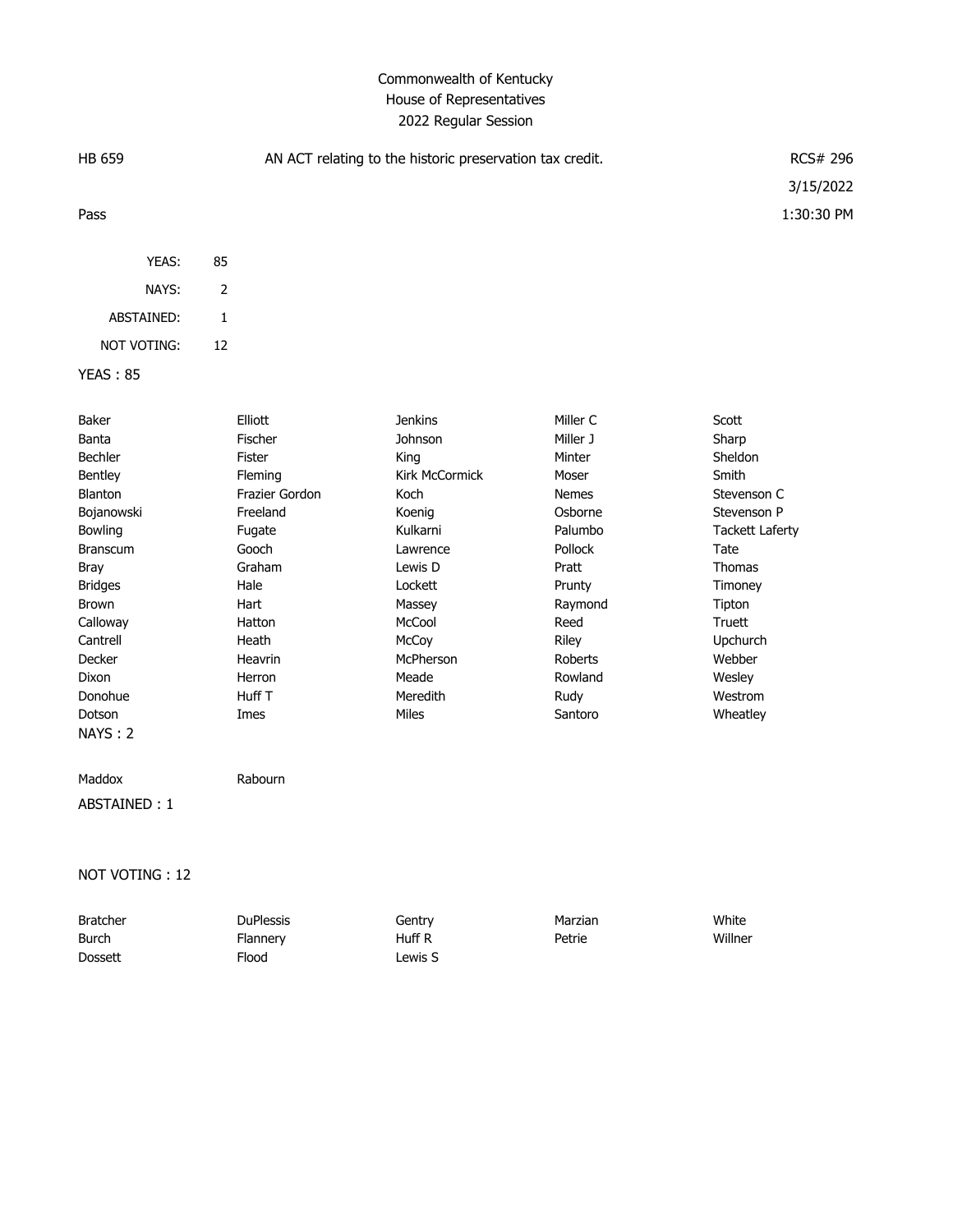# Commonwealth of Kentucky
## House of Representatives
### 2022 Regular Session

HB 659 — AN ACT relating to the historic preservation tax credit. — RCS# 296

3/15/2022

Pass — 1:30:30 PM

| | |
|---|---|
| YEAS: | 85 |
| NAYS: | 2 |
| ABSTAINED: | 1 |
| NOT VOTING: | 12 |

**YEAS : 85**

| | | | | |
|---|---|---|---|---|
| Baker | Elliott | Jenkins | Miller C | Scott |
| Banta | Fischer | Johnson | Miller J | Sharp |
| Bechler | Fister | King | Minter | Sheldon |
| Bentley | Fleming | Kirk McCormick | Moser | Smith |
| Blanton | Frazier Gordon | Koch | Nemes | Stevenson C |
| Bojanowski | Freeland | Koenig | Osborne | Stevenson P |
| Bowling | Fugate | Kulkarni | Palumbo | Tackett Laferty |
| Branscum | Gooch | Lawrence | Pollock | Tate |
| Bray | Graham | Lewis D | Pratt | Thomas |
| Bridges | Hale | Lockett | Prunty | Timoney |
| Brown | Hart | Massey | Raymond | Tipton |
| Calloway | Hatton | McCool | Reed | Truett |
| Cantrell | Heath | McCoy | Riley | Upchurch |
| Decker | Heavrin | McPherson | Roberts | Webber |
| Dixon | Herron | Meade | Rowland | Wesley |
| Donohue | Huff T | Meredith | Rudy | Westrom |
| Dotson | Imes | Miles | Santoro | Wheatley |

**NAYS : 2**

| | |
|---|---|
| Maddox | Rabourn |

**ABSTAINED : 1**

**NOT VOTING : 12**

| | | | | |
|---|---|---|---|---|
| Bratcher | DuPlessis | Gentry | Marzian | White |
| Burch | Flannery | Huff R | Petrie | Willner |
| Dossett | Flood | Lewis S | | |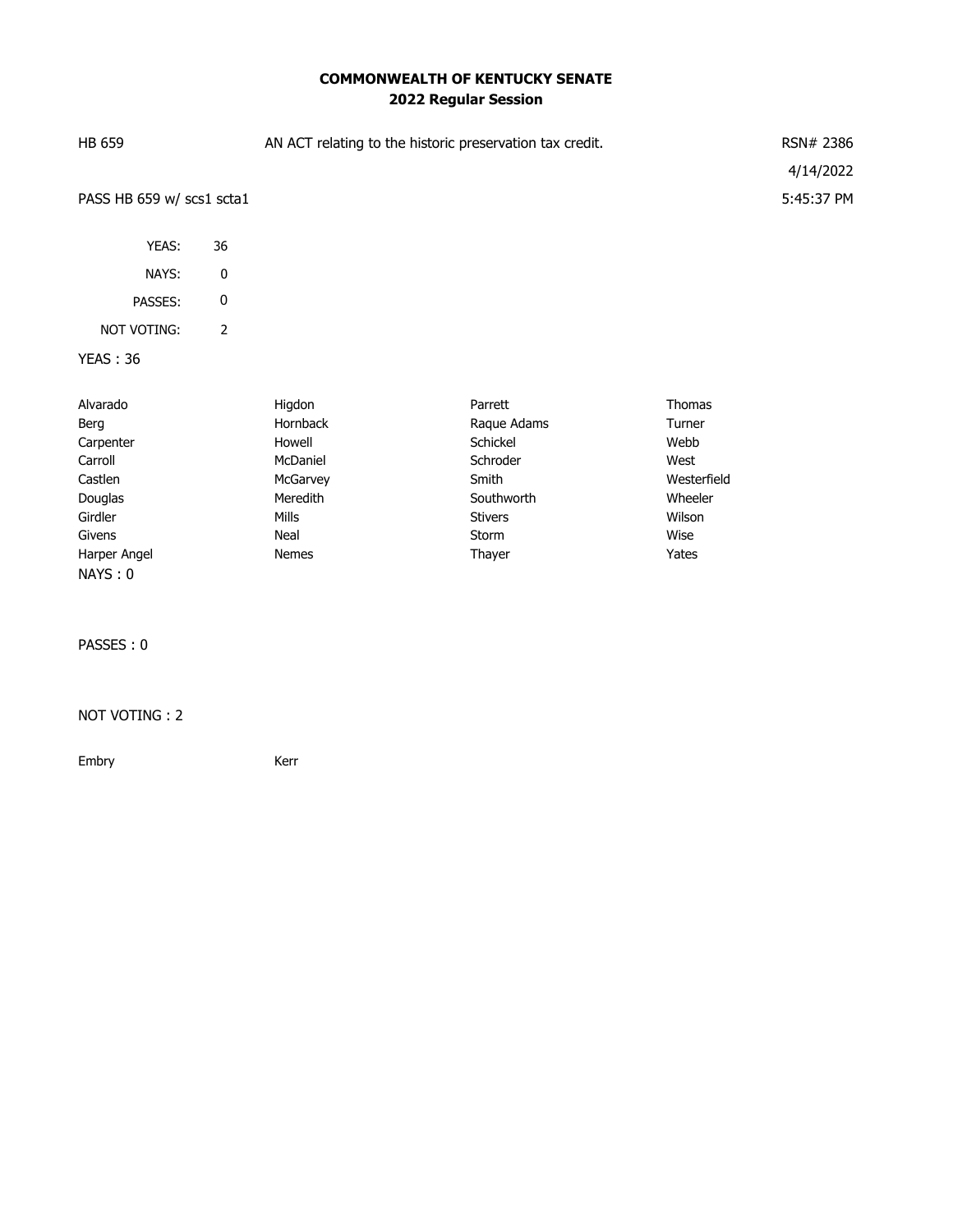## COMMONWEALTH OF KENTUCKY SENATE
## 2022 Regular Session

| HB 659 | AN ACT relating to the historic preservation tax credit. | RSN# 2386 |
|---|---|---|
| | | 4/14/2022 |
| PASS HB 659 w/ scs1 scta1 | | 5:45:37 PM |

| | |
|---|---|
| YEAS: | 36 |
| NAYS: | 0 |
| PASSES: | 0 |
| NOT VOTING: | 2 |

**YEAS : 36**

| | | | |
|---|---|---|---|
| Alvarado | Higdon | Parrett | Thomas |
| Berg | Hornback | Raque Adams | Turner |
| Carpenter | Howell | Schickel | Webb |
| Carroll | McDaniel | Schroder | West |
| Castlen | McGarvey | Smith | Westerfield |
| Douglas | Meredith | Southworth | Wheeler |
| Girdler | Mills | Stivers | Wilson |
| Givens | Neal | Storm | Wise |
| Harper Angel | Nemes | Thayer | Yates |

**NAYS : 0**

**PASSES : 0**

**NOT VOTING : 2**

| | |
|---|---|
| Embry | Kerr |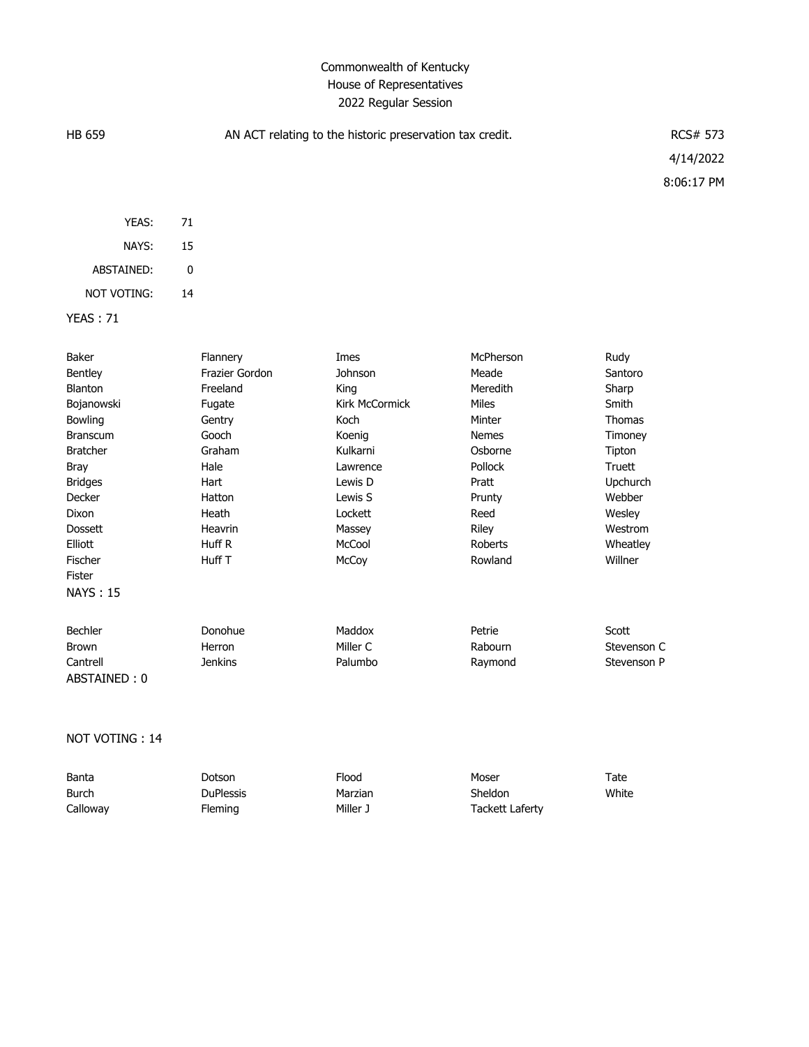Commonwealth of Kentucky
House of Representatives
2022 Regular Session

HB 659 — AN ACT relating to the historic preservation tax credit. — RCS# 573

4/14/2022

8:06:17 PM

| | |
|---|---|
| YEAS: | 71 |
| NAYS: | 15 |
| ABSTAINED: | 0 |
| NOT VOTING: | 14 |

YEAS : 71

| | | | | |
|---|---|---|---|---|
| Baker | Flannery | Imes | McPherson | Rudy |
| Bentley | Frazier Gordon | Johnson | Meade | Santoro |
| Blanton | Freeland | King | Meredith | Sharp |
| Bojanowski | Fugate | Kirk McCormick | Miles | Smith |
| Bowling | Gentry | Koch | Minter | Thomas |
| Branscum | Gooch | Koenig | Nemes | Timoney |
| Bratcher | Graham | Kulkarni | Osborne | Tipton |
| Bray | Hale | Lawrence | Pollock | Truett |
| Bridges | Hart | Lewis D | Pratt | Upchurch |
| Decker | Hatton | Lewis S | Prunty | Webber |
| Dixon | Heath | Lockett | Reed | Wesley |
| Dossett | Heavrin | Massey | Riley | Westrom |
| Elliott | Huff R | McCool | Roberts | Wheatley |
| Fischer | Huff T | McCoy | Rowland | Willner |
| Fister | | | | |

NAYS : 15

| | | | | |
|---|---|---|---|---|
| Bechler | Donohue | Maddox | Petrie | Scott |
| Brown | Herron | Miller C | Rabourn | Stevenson C |
| Cantrell | Jenkins | Palumbo | Raymond | Stevenson P |

ABSTAINED : 0

NOT VOTING : 14

| | | | | |
|---|---|---|---|---|
| Banta | Dotson | Flood | Moser | Tate |
| Burch | DuPlessis | Marzian | Sheldon | White |
| Calloway | Fleming | Miller J | Tackett Laferty | |